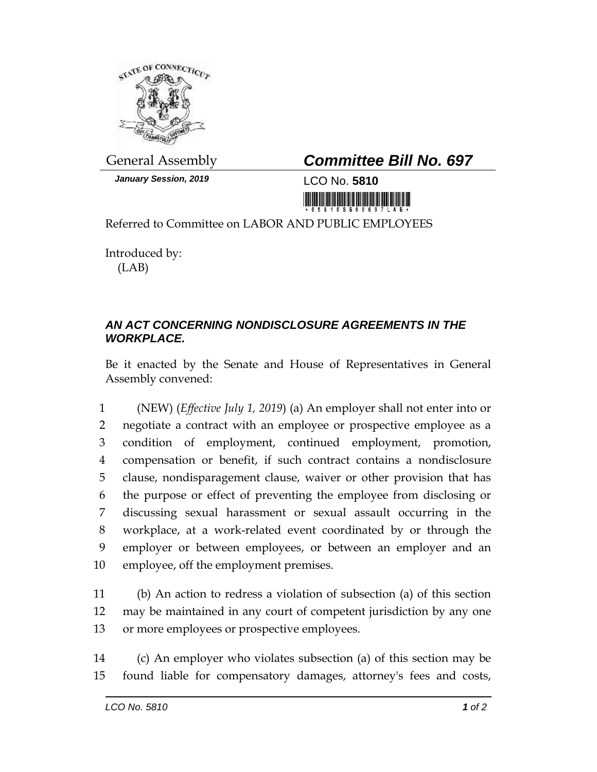General Assembly

***Committee Bill No. 697***

***January Session, 2019***

LCO No. **5810**

Referred to Committee on LABOR AND PUBLIC EMPLOYEES

Introduced by:
(LAB)

## *AN ACT CONCERNING NONDISCLOSURE AGREEMENTS IN THE WORKPLACE.*

Be it enacted by the Senate and House of Representatives in General Assembly convened:

1 (NEW) (*Effective July 1, 2019*) (a) An employer shall not enter into or
2 negotiate a contract with an employee or prospective employee as a
3 condition of employment, continued employment, promotion,
4 compensation or benefit, if such contract contains a nondisclosure
5 clause, nondisparagement clause, waiver or other provision that has
6 the purpose or effect of preventing the employee from disclosing or
7 discussing sexual harassment or sexual assault occurring in the
8 workplace, at a work-related event coordinated by or through the
9 employer or between employees, or between an employer and an
10 employee, off the employment premises.

11 (b) An action to redress a violation of subsection (a) of this section
12 may be maintained in any court of competent jurisdiction by any one
13 or more employees or prospective employees.

14 (c) An employer who violates subsection (a) of this section may be
15 found liable for compensatory damages, attorney's fees and costs,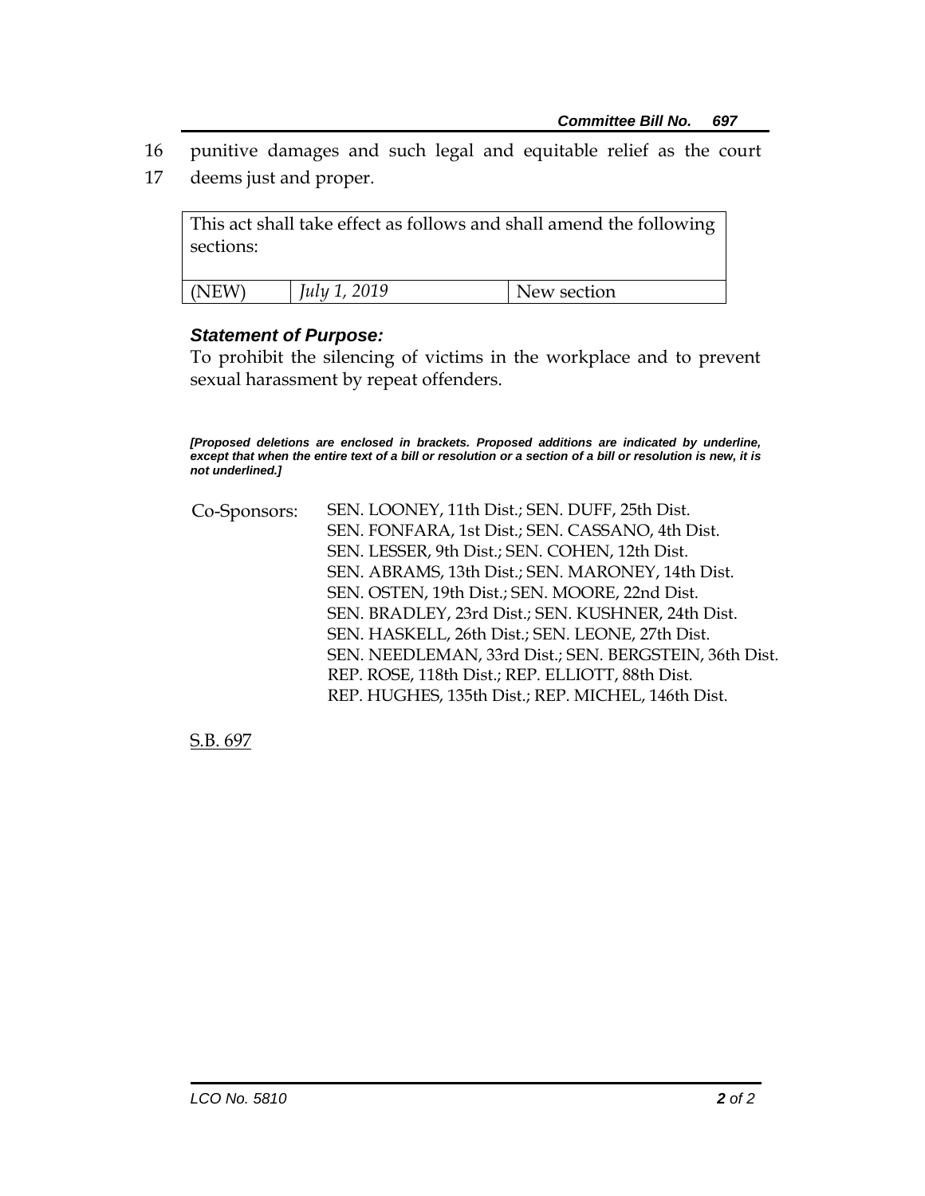16 punitive damages and such legal and equitable relief as the court
17 deems just and proper.

| This act shall take effect as follows and shall amend the following sections: | | |
|---|---|---|
| (NEW) | *July 1, 2019* | New section |

### *Statement of Purpose:*

To prohibit the silencing of victims in the workplace and to prevent sexual harassment by repeat offenders.

***[Proposed deletions are enclosed in brackets. Proposed additions are indicated by underline, except that when the entire text of a bill or resolution or a section of a bill or resolution is new, it is not underlined.]***

Co-Sponsors: SEN. LOONEY, 11th Dist.; SEN. DUFF, 25th Dist.
SEN. FONFARA, 1st Dist.; SEN. CASSANO, 4th Dist.
SEN. LESSER, 9th Dist.; SEN. COHEN, 12th Dist.
SEN. ABRAMS, 13th Dist.; SEN. MARONEY, 14th Dist.
SEN. OSTEN, 19th Dist.; SEN. MOORE, 22nd Dist.
SEN. BRADLEY, 23rd Dist.; SEN. KUSHNER, 24th Dist.
SEN. HASKELL, 26th Dist.; SEN. LEONE, 27th Dist.
SEN. NEEDLEMAN, 33rd Dist.; SEN. BERGSTEIN, 36th Dist.
REP. ROSE, 118th Dist.; REP. ELLIOTT, 88th Dist.
REP. HUGHES, 135th Dist.; REP. MICHEL, 146th Dist.

S.B. 697